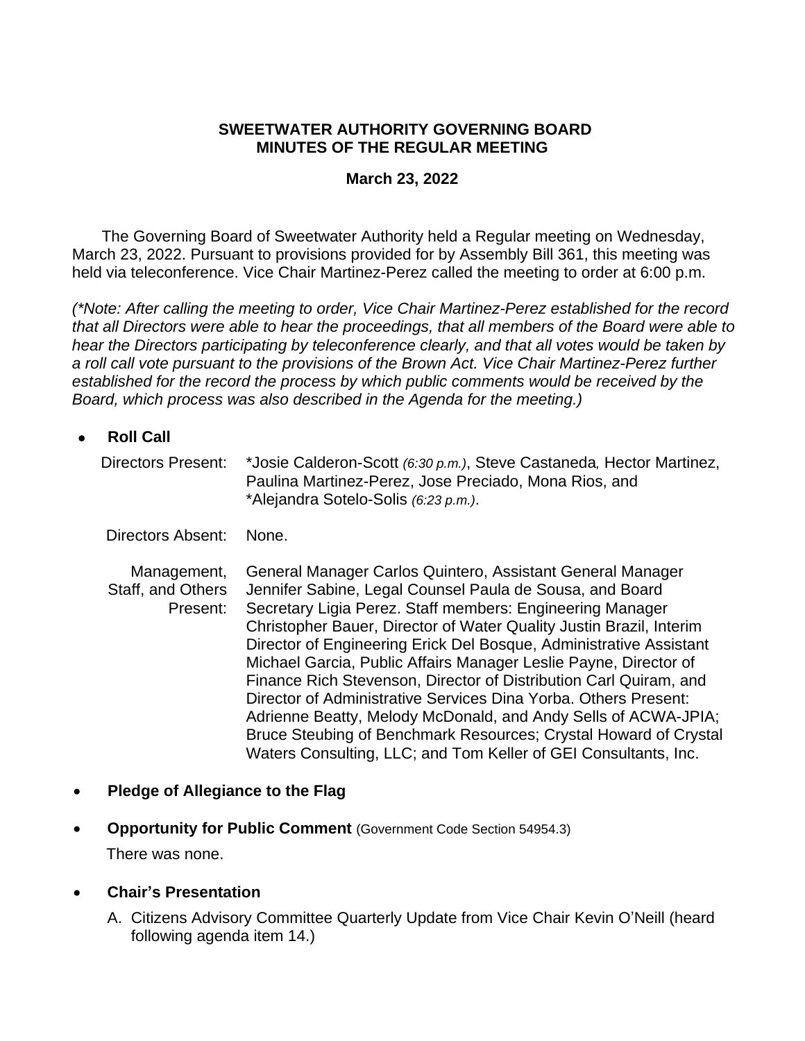**SWEETWATER AUTHORITY GOVERNING BOARD**
**MINUTES OF THE REGULAR MEETING**

**March 23, 2022**

The Governing Board of Sweetwater Authority held a Regular meeting on Wednesday, March 23, 2022. Pursuant to provisions provided for by Assembly Bill 361, this meeting was held via teleconference. Vice Chair Martinez-Perez called the meeting to order at 6:00 p.m.

*(\*Note: After calling the meeting to order, Vice Chair Martinez-Perez established for the record that all Directors were able to hear the proceedings, that all members of the Board were able to hear the Directors participating by teleconference clearly, and that all votes would be taken by a roll call vote pursuant to the provisions of the Brown Act. Vice Chair Martinez-Perez further established for the record the process by which public comments would be received by the Board, which process was also described in the Agenda for the meeting.)*

- **Roll Call**

| | |
|---|---|
| Directors Present: | \*Josie Calderon-Scott *(6:30 p.m.)*, Steve Castaneda*,* Hector Martinez, Paulina Martinez-Perez, Jose Preciado, Mona Rios, and \*Alejandra Sotelo-Solis *(6:23 p.m.)*. |
| Directors Absent: | None. |
| Management, Staff, and Others Present: | General Manager Carlos Quintero, Assistant General Manager Jennifer Sabine, Legal Counsel Paula de Sousa, and Board Secretary Ligia Perez. Staff members: Engineering Manager Christopher Bauer, Director of Water Quality Justin Brazil, Interim Director of Engineering Erick Del Bosque, Administrative Assistant Michael Garcia, Public Affairs Manager Leslie Payne, Director of Finance Rich Stevenson, Director of Distribution Carl Quiram, and Director of Administrative Services Dina Yorba. Others Present: Adrienne Beatty, Melody McDonald, and Andy Sells of ACWA-JPIA; Bruce Steubing of Benchmark Resources; Crystal Howard of Crystal Waters Consulting, LLC; and Tom Keller of GEI Consultants, Inc. |

- **Pledge of Allegiance to the Flag**

- **Opportunity for Public Comment** (Government Code Section 54954.3)

  There was none.

- **Chair's Presentation**

  A. Citizens Advisory Committee Quarterly Update from Vice Chair Kevin O'Neill (heard following agenda item 14.)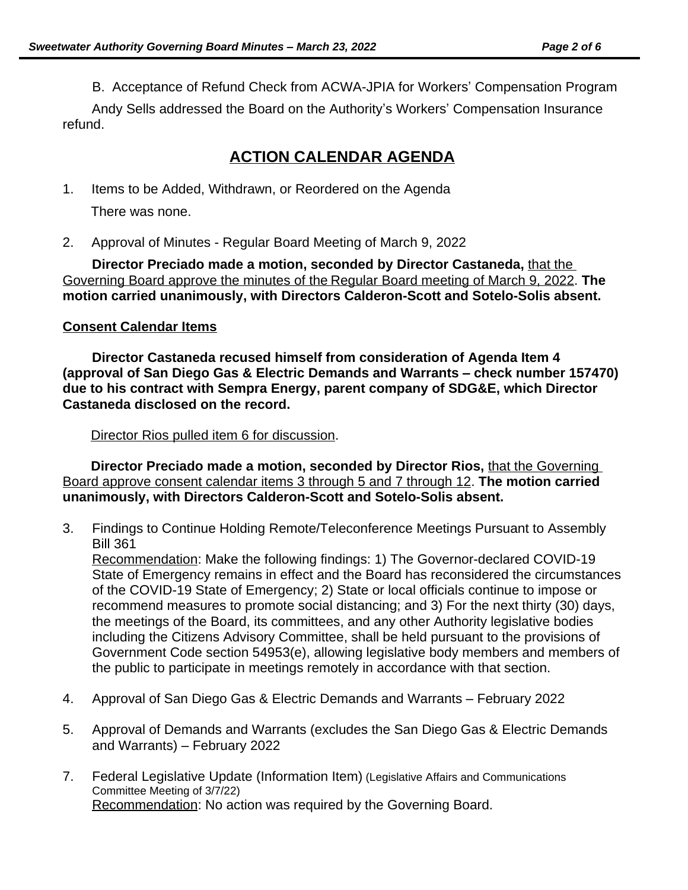B. Acceptance of Refund Check from ACWA-JPIA for Workers' Compensation Program

Andy Sells addressed the Board on the Authority's Workers' Compensation Insurance refund.

## ACTION CALENDAR AGENDA

1. Items to be Added, Withdrawn, or Reordered on the Agenda

   There was none.

2. Approval of Minutes - Regular Board Meeting of March 9, 2022

**Director Preciado made a motion, seconded by Director Castaneda,** that the Governing Board approve the minutes of the Regular Board meeting of March 9, 2022. **The motion carried unanimously, with Directors Calderon-Scott and Sotelo-Solis absent.**

**Consent Calendar Items**

**Director Castaneda recused himself from consideration of Agenda Item 4 (approval of San Diego Gas & Electric Demands and Warrants – check number 157470) due to his contract with Sempra Energy, parent company of SDG&E, which Director Castaneda disclosed on the record.**

Director Rios pulled item 6 for discussion.

**Director Preciado made a motion, seconded by Director Rios,** that the Governing Board approve consent calendar items 3 through 5 and 7 through 12. **The motion carried unanimously, with Directors Calderon-Scott and Sotelo-Solis absent.**

3. Findings to Continue Holding Remote/Teleconference Meetings Pursuant to Assembly Bill 361
   Recommendation: Make the following findings: 1) The Governor-declared COVID-19 State of Emergency remains in effect and the Board has reconsidered the circumstances of the COVID-19 State of Emergency; 2) State or local officials continue to impose or recommend measures to promote social distancing; and 3) For the next thirty (30) days, the meetings of the Board, its committees, and any other Authority legislative bodies including the Citizens Advisory Committee, shall be held pursuant to the provisions of Government Code section 54953(e), allowing legislative body members and members of the public to participate in meetings remotely in accordance with that section.

4. Approval of San Diego Gas & Electric Demands and Warrants – February 2022

5. Approval of Demands and Warrants (excludes the San Diego Gas & Electric Demands and Warrants) – February 2022

7. Federal Legislative Update (Information Item) (Legislative Affairs and Communications Committee Meeting of 3/7/22)
   Recommendation: No action was required by the Governing Board.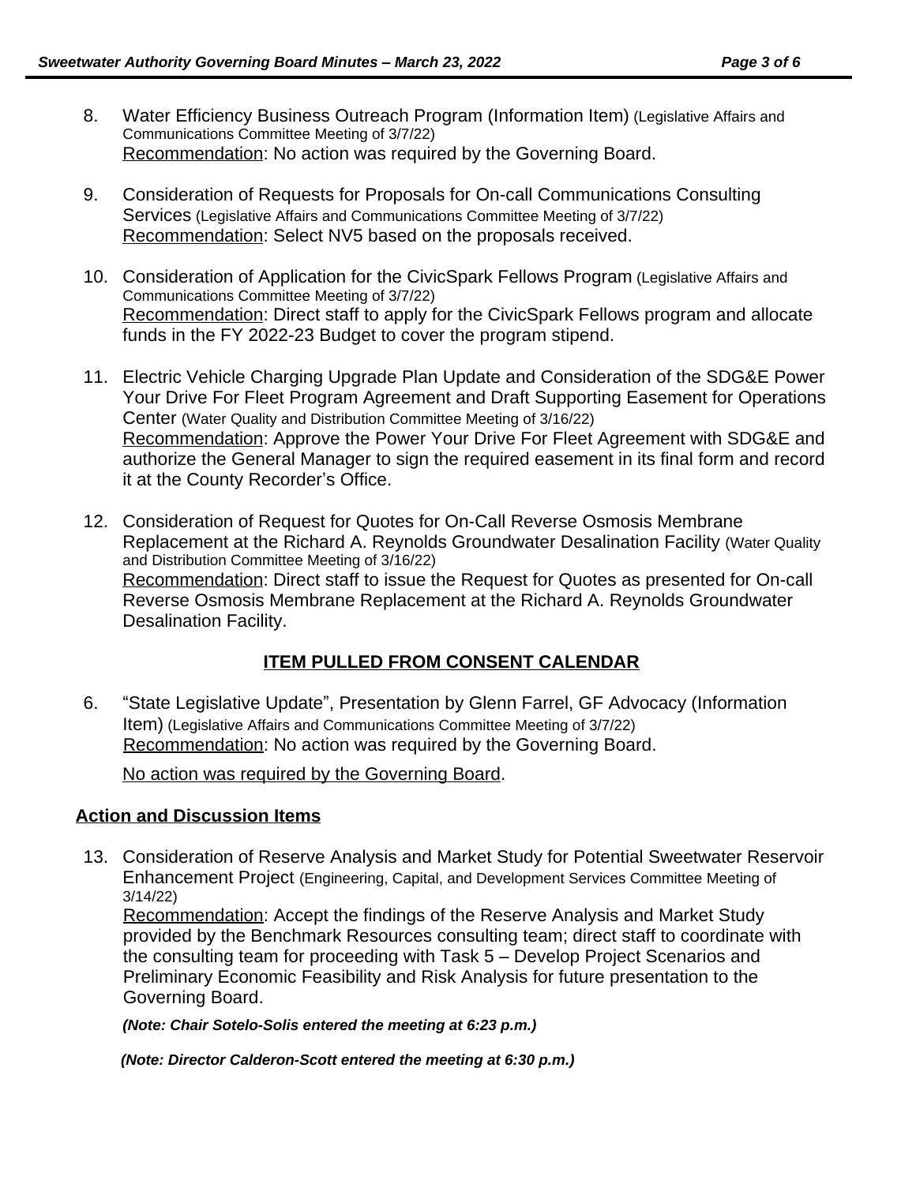8. Water Efficiency Business Outreach Program (Information Item) (Legislative Affairs and Communications Committee Meeting of 3/7/22)
   Recommendation: No action was required by the Governing Board.

9. Consideration of Requests for Proposals for On-call Communications Consulting Services (Legislative Affairs and Communications Committee Meeting of 3/7/22)
   Recommendation: Select NV5 based on the proposals received.

10. Consideration of Application for the CivicSpark Fellows Program (Legislative Affairs and Communications Committee Meeting of 3/7/22)
    Recommendation: Direct staff to apply for the CivicSpark Fellows program and allocate funds in the FY 2022-23 Budget to cover the program stipend.

11. Electric Vehicle Charging Upgrade Plan Update and Consideration of the SDG&E Power Your Drive For Fleet Program Agreement and Draft Supporting Easement for Operations Center (Water Quality and Distribution Committee Meeting of 3/16/22)
    Recommendation: Approve the Power Your Drive For Fleet Agreement with SDG&E and authorize the General Manager to sign the required easement in its final form and record it at the County Recorder's Office.

12. Consideration of Request for Quotes for On-Call Reverse Osmosis Membrane Replacement at the Richard A. Reynolds Groundwater Desalination Facility (Water Quality and Distribution Committee Meeting of 3/16/22)
    Recommendation: Direct staff to issue the Request for Quotes as presented for On-call Reverse Osmosis Membrane Replacement at the Richard A. Reynolds Groundwater Desalination Facility.

## ITEM PULLED FROM CONSENT CALENDAR

6. "State Legislative Update", Presentation by Glenn Farrel, GF Advocacy (Information Item) (Legislative Affairs and Communications Committee Meeting of 3/7/22)
   Recommendation: No action was required by the Governing Board.

   No action was required by the Governing Board.

## Action and Discussion Items

13. Consideration of Reserve Analysis and Market Study for Potential Sweetwater Reservoir Enhancement Project (Engineering, Capital, and Development Services Committee Meeting of 3/14/22)
    Recommendation: Accept the findings of the Reserve Analysis and Market Study provided by the Benchmark Resources consulting team; direct staff to coordinate with the consulting team for proceeding with Task 5 – Develop Project Scenarios and Preliminary Economic Feasibility and Risk Analysis for future presentation to the Governing Board.

    ***(Note: Chair Sotelo-Solis entered the meeting at 6:23 p.m.)***

    ***(Note: Director Calderon-Scott entered the meeting at 6:30 p.m.)***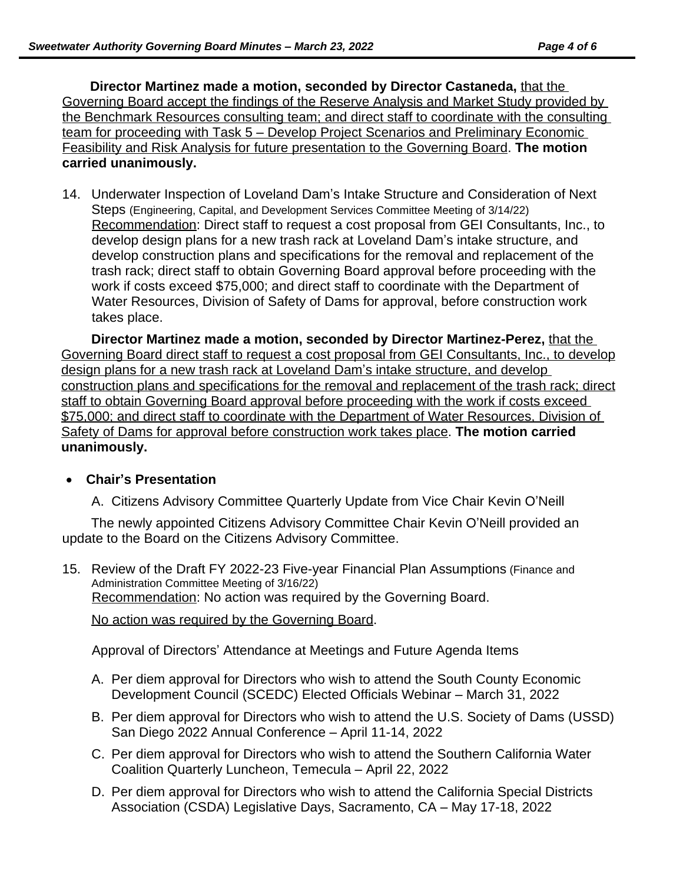**Director Martinez made a motion, seconded by Director Castaneda,** <u>that the Governing Board accept the findings of the Reserve Analysis and Market Study provided by the Benchmark Resources consulting team; and direct staff to coordinate with the consulting team for proceeding with Task 5 – Develop Project Scenarios and Preliminary Economic Feasibility and Risk Analysis for future presentation to the Governing Board</u>. **The motion carried unanimously.**

14. Underwater Inspection of Loveland Dam's Intake Structure and Consideration of Next Steps (Engineering, Capital, and Development Services Committee Meeting of 3/14/22)
    <u>Recommendation</u>: Direct staff to request a cost proposal from GEI Consultants, Inc., to develop design plans for a new trash rack at Loveland Dam's intake structure, and develop construction plans and specifications for the removal and replacement of the trash rack; direct staff to obtain Governing Board approval before proceeding with the work if costs exceed $75,000; and direct staff to coordinate with the Department of Water Resources, Division of Safety of Dams for approval, before construction work takes place.

**Director Martinez made a motion, seconded by Director Martinez-Perez,** <u>that the Governing Board direct staff to request a cost proposal from GEI Consultants, Inc., to develop design plans for a new trash rack at Loveland Dam's intake structure, and develop construction plans and specifications for the removal and replacement of the trash rack; direct staff to obtain Governing Board approval before proceeding with the work if costs exceed $75,000; and direct staff to coordinate with the Department of Water Resources, Division of Safety of Dams for approval before construction work takes place</u>. **The motion carried unanimously.**

- **Chair's Presentation**

  A. Citizens Advisory Committee Quarterly Update from Vice Chair Kevin O'Neill

The newly appointed Citizens Advisory Committee Chair Kevin O'Neill provided an update to the Board on the Citizens Advisory Committee.

15. Review of the Draft FY 2022-23 Five-year Financial Plan Assumptions (Finance and Administration Committee Meeting of 3/16/22)
    <u>Recommendation</u>: No action was required by the Governing Board.

    <u>No action was required by the Governing Board</u>.

    Approval of Directors' Attendance at Meetings and Future Agenda Items

    A. Per diem approval for Directors who wish to attend the South County Economic Development Council (SCEDC) Elected Officials Webinar – March 31, 2022
    B. Per diem approval for Directors who wish to attend the U.S. Society of Dams (USSD) San Diego 2022 Annual Conference – April 11-14, 2022
    C. Per diem approval for Directors who wish to attend the Southern California Water Coalition Quarterly Luncheon, Temecula – April 22, 2022
    D. Per diem approval for Directors who wish to attend the California Special Districts Association (CSDA) Legislative Days, Sacramento, CA – May 17-18, 2022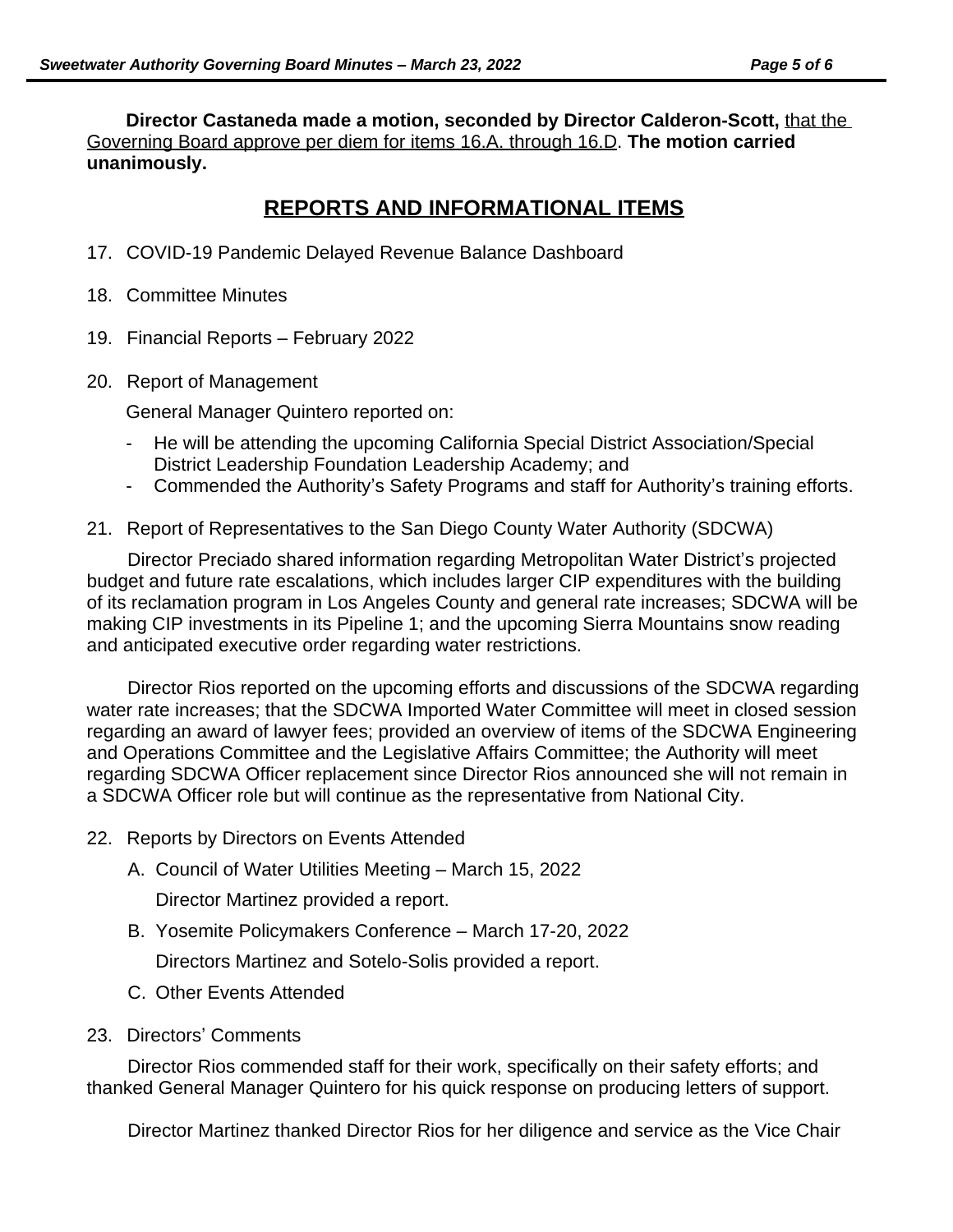**Director Castaneda made a motion, seconded by Director Calderon-Scott,** that the Governing Board approve per diem for items 16.A. through 16.D. **The motion carried unanimously.**

## REPORTS AND INFORMATIONAL ITEMS

17. COVID-19 Pandemic Delayed Revenue Balance Dashboard

18. Committee Minutes

19. Financial Reports – February 2022

20. Report of Management

    General Manager Quintero reported on:

    - He will be attending the upcoming California Special District Association/Special District Leadership Foundation Leadership Academy; and
    - Commended the Authority's Safety Programs and staff for Authority's training efforts.

21. Report of Representatives to the San Diego County Water Authority (SDCWA)

Director Preciado shared information regarding Metropolitan Water District's projected budget and future rate escalations, which includes larger CIP expenditures with the building of its reclamation program in Los Angeles County and general rate increases; SDCWA will be making CIP investments in its Pipeline 1; and the upcoming Sierra Mountains snow reading and anticipated executive order regarding water restrictions.

Director Rios reported on the upcoming efforts and discussions of the SDCWA regarding water rate increases; that the SDCWA Imported Water Committee will meet in closed session regarding an award of lawyer fees; provided an overview of items of the SDCWA Engineering and Operations Committee and the Legislative Affairs Committee; the Authority will meet regarding SDCWA Officer replacement since Director Rios announced she will not remain in a SDCWA Officer role but will continue as the representative from National City.

22. Reports by Directors on Events Attended

    A. Council of Water Utilities Meeting – March 15, 2022

       Director Martinez provided a report.

    B. Yosemite Policymakers Conference – March 17-20, 2022

       Directors Martinez and Sotelo-Solis provided a report.

    C. Other Events Attended

23. Directors' Comments

Director Rios commended staff for their work, specifically on their safety efforts; and thanked General Manager Quintero for his quick response on producing letters of support.

Director Martinez thanked Director Rios for her diligence and service as the Vice Chair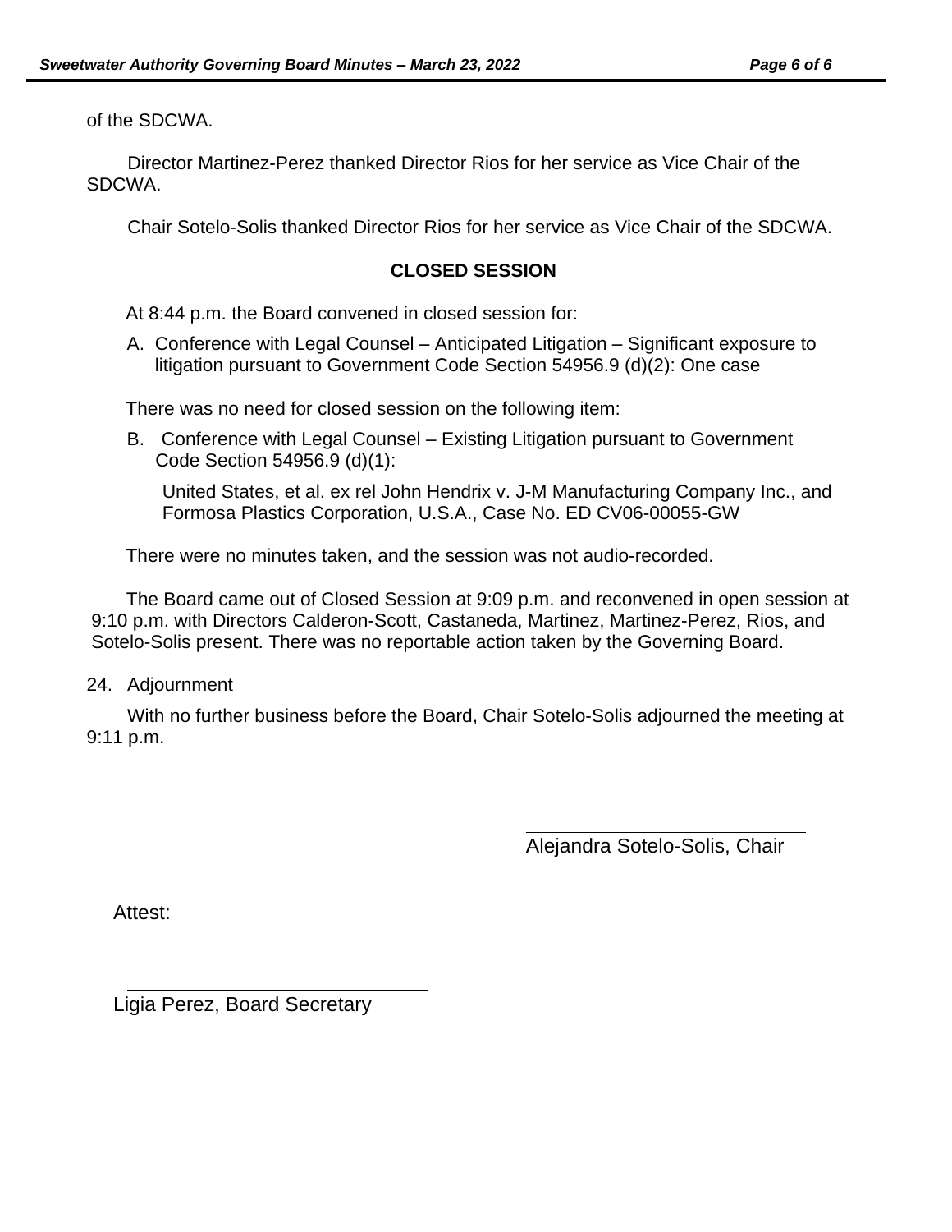of the SDCWA.

Director Martinez-Perez thanked Director Rios for her service as Vice Chair of the SDCWA.

Chair Sotelo-Solis thanked Director Rios for her service as Vice Chair of the SDCWA.

**CLOSED SESSION**

At 8:44 p.m. the Board convened in closed session for:

A. Conference with Legal Counsel – Anticipated Litigation – Significant exposure to litigation pursuant to Government Code Section 54956.9 (d)(2): One case

There was no need for closed session on the following item:

B. Conference with Legal Counsel – Existing Litigation pursuant to Government Code Section 54956.9 (d)(1):

United States, et al. ex rel John Hendrix v. J-M Manufacturing Company Inc., and Formosa Plastics Corporation, U.S.A., Case No. ED CV06-00055-GW

There were no minutes taken, and the session was not audio-recorded.

The Board came out of Closed Session at 9:09 p.m. and reconvened in open session at 9:10 p.m. with Directors Calderon-Scott, Castaneda, Martinez, Martinez-Perez, Rios, and Sotelo-Solis present. There was no reportable action taken by the Governing Board.

24. Adjournment

With no further business before the Board, Chair Sotelo-Solis adjourned the meeting at 9:11 p.m.

Alejandra Sotelo-Solis, Chair

Attest:

Ligia Perez, Board Secretary